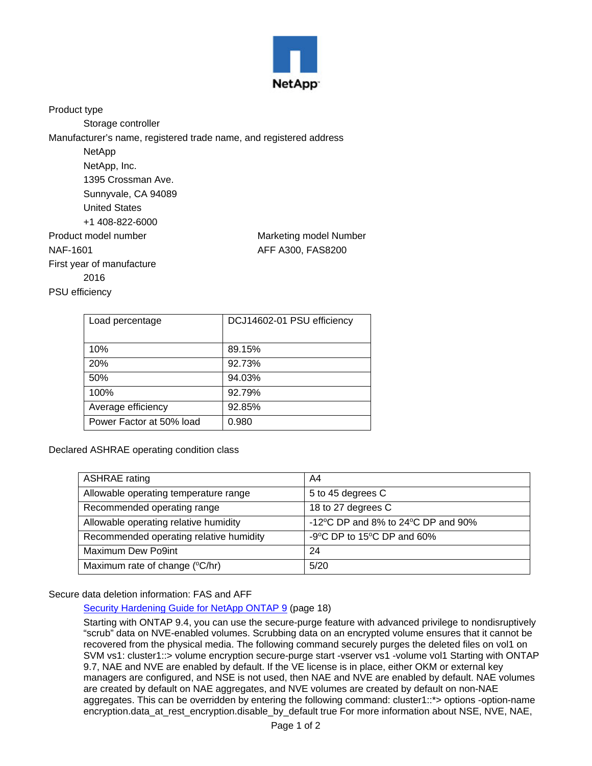NetApp

Product type

Storage controller

Manufacturer's name, registered trade name, and registered address

NetApp
NetApp, Inc.
1395 Crossman Ave.
Sunnyvale, CA 94089
United States
+1 408-822-6000

| Product model number | Marketing model Number |
|---|---|
| NAF-1601 | AFF A300, FAS8200 |

First year of manufacture

2016

PSU efficiency

| Load percentage | DCJ14602-01 PSU efficiency |
|---|---|
| 10% | 89.15% |
| 20% | 92.73% |
| 50% | 94.03% |
| 100% | 92.79% |
| Average efficiency | 92.85% |
| Power Factor at 50% load | 0.980 |

Declared ASHRAE operating condition class

| ASHRAE rating | A4 |
|---|---|
| Allowable operating temperature range | 5 to 45 degrees C |
| Recommended operating range | 18 to 27 degrees C |
| Allowable operating relative humidity | -12°C DP and 8% to 24°C DP and 90% |
| Recommended operating relative humidity | -9°C DP to 15°C DP and 60% |
| Maximum Dew Po9int | 24 |
| Maximum rate of change (°C/hr) | 5/20 |

Secure data deletion information: FAS and AFF

[Security Hardening Guide for NetApp ONTAP 9] (page 18)

Starting with ONTAP 9.4, you can use the secure-purge feature with advanced privilege to nondisruptively "scrub" data on NVE-enabled volumes. Scrubbing data on an encrypted volume ensures that it cannot be recovered from the physical media. The following command securely purges the deleted files on vol1 on SVM vs1: cluster1::> volume encryption secure-purge start -vserver vs1 -volume vol1 Starting with ONTAP 9.7, NAE and NVE are enabled by default. If the VE license is in place, either OKM or external key managers are configured, and NSE is not used, then NAE and NVE are enabled by default. NAE volumes are created by default on NAE aggregates, and NVE volumes are created by default on non-NAE aggregates. This can be overridden by entering the following command: cluster1::*> options -option-name encryption.data_at_rest_encryption.disable_by_default true For more information about NSE, NVE, NAE,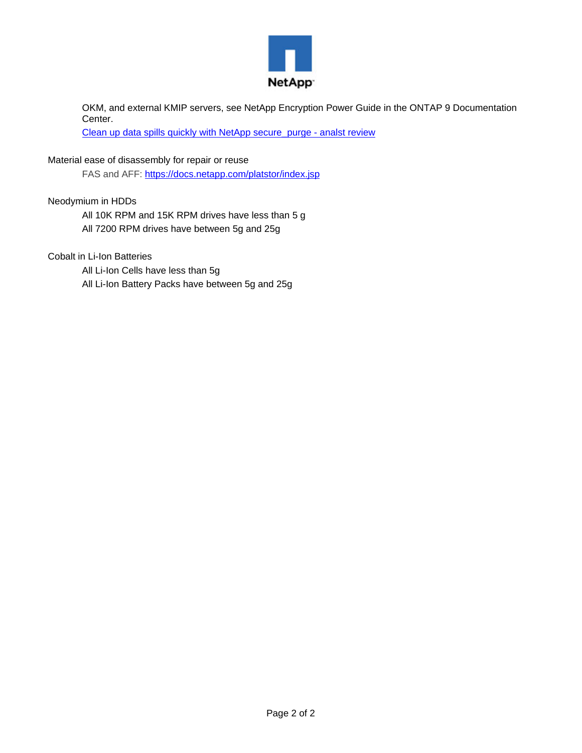OKM, and external KMIP servers, see NetApp Encryption Power Guide in the ONTAP 9 Documentation Center.

[Clean up data spills quickly with NetApp secure_purge - analst review]

Material ease of disassembly for repair or reuse

FAS and AFF: https://docs.netapp.com/platstor/index.jsp

Neodymium in HDDs

All 10K RPM and 15K RPM drives have less than 5 g

All 7200 RPM drives have between 5g and 25g

Cobalt in Li-Ion Batteries

All Li-Ion Cells have less than 5g

All Li-Ion Battery Packs have between 5g and 25g